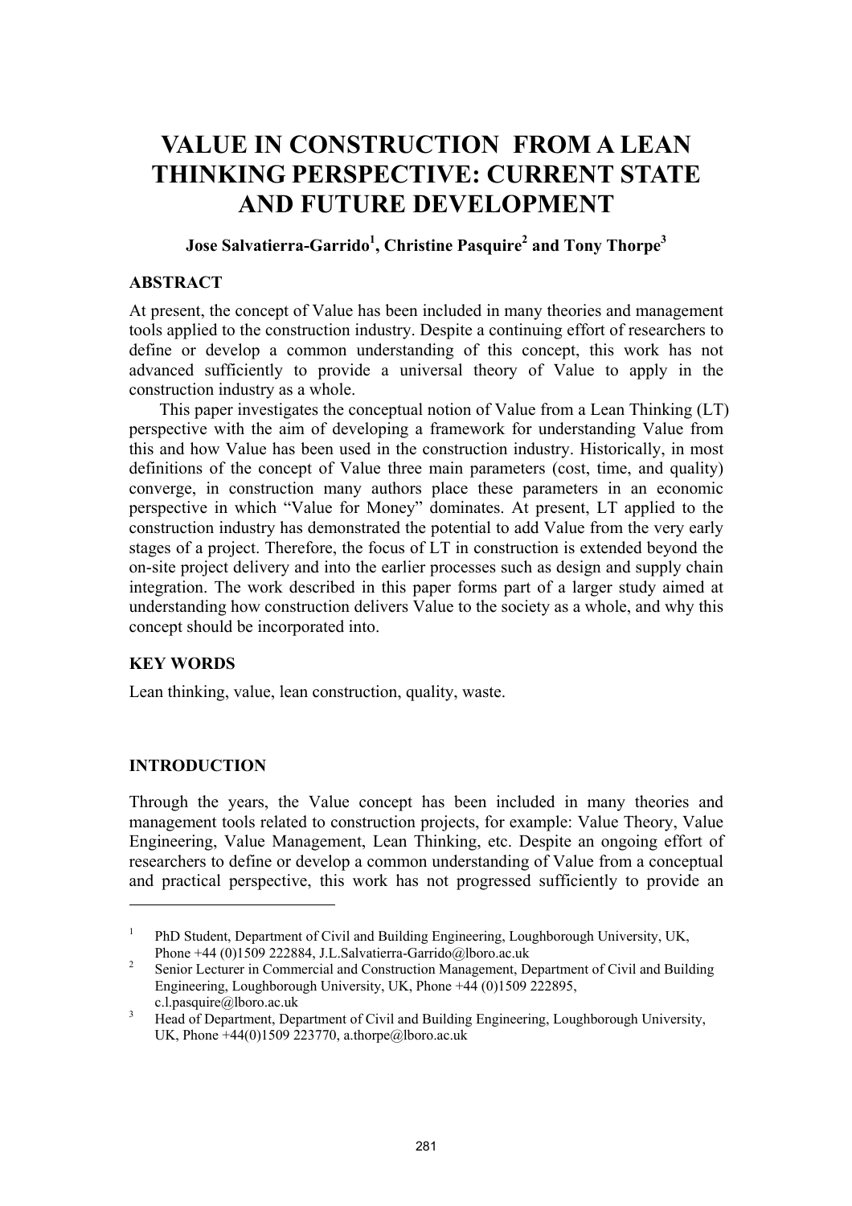# VALUE IN CONSTRUCTION FROM A LEAN THINKING PERSPECTIVE: CURRENT STATE AND FUTURE DEVELOPMENT

**Jose Salvatierra-Garrido[1], Christine Pasquire[2] and Tony Thorpe[3]**

## ABSTRACT

At present, the concept of Value has been included in many theories and management tools applied to the construction industry. Despite a continuing effort of researchers to define or develop a common understanding of this concept, this work has not advanced sufficiently to provide a universal theory of Value to apply in the construction industry as a whole.

This paper investigates the conceptual notion of Value from a Lean Thinking (LT) perspective with the aim of developing a framework for understanding Value from this and how Value has been used in the construction industry. Historically, in most definitions of the concept of Value three main parameters (cost, time, and quality) converge, in construction many authors place these parameters in an economic perspective in which "Value for Money" dominates. At present, LT applied to the construction industry has demonstrated the potential to add Value from the very early stages of a project. Therefore, the focus of LT in construction is extended beyond the on-site project delivery and into the earlier processes such as design and supply chain integration. The work described in this paper forms part of a larger study aimed at understanding how construction delivers Value to the society as a whole, and why this concept should be incorporated into.

## KEY WORDS

Lean thinking, value, lean construction, quality, waste.

## INTRODUCTION

Through the years, the Value concept has been included in many theories and management tools related to construction projects, for example: Value Theory, Value Engineering, Value Management, Lean Thinking, etc. Despite an ongoing effort of researchers to define or develop a common understanding of Value from a conceptual and practical perspective, this work has not progressed sufficiently to provide an

---

[1] PhD Student, Department of Civil and Building Engineering, Loughborough University, UK, Phone +44 (0)1509 222884, J.L.Salvatierra-Garrido@lboro.ac.uk

[2] Senior Lecturer in Commercial and Construction Management, Department of Civil and Building Engineering, Loughborough University, UK, Phone +44 (0)1509 222895, c.l.pasquire@lboro.ac.uk

[3] Head of Department, Department of Civil and Building Engineering, Loughborough University, UK, Phone +44(0)1509 223770, a.thorpe@lboro.ac.uk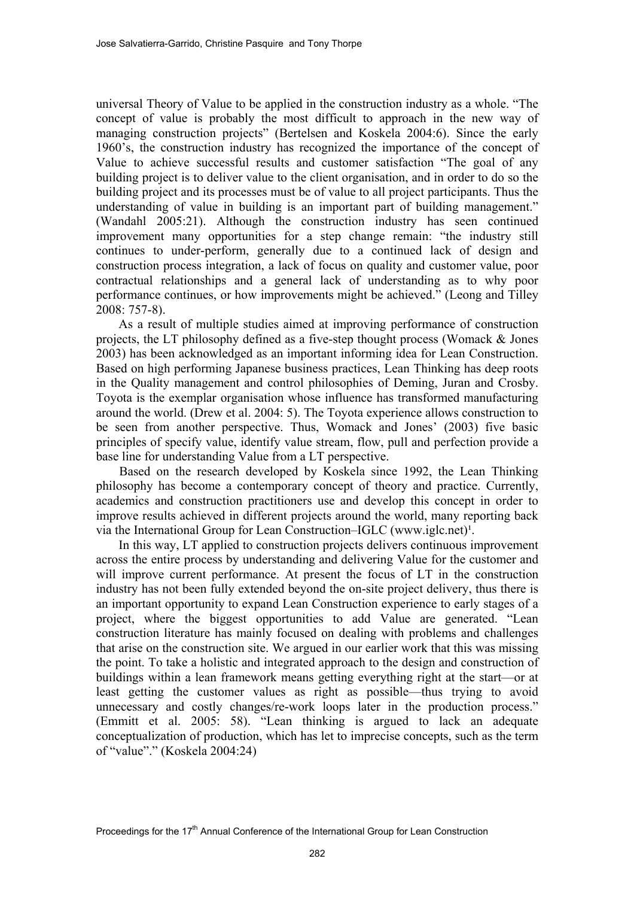universal Theory of Value to be applied in the construction industry as a whole. "The concept of value is probably the most difficult to approach in the new way of managing construction projects" (Bertelsen and Koskela 2004:6). Since the early 1960's, the construction industry has recognized the importance of the concept of Value to achieve successful results and customer satisfaction "The goal of any building project is to deliver value to the client organisation, and in order to do so the building project and its processes must be of value to all project participants. Thus the understanding of value in building is an important part of building management." (Wandahl 2005:21). Although the construction industry has seen continued improvement many opportunities for a step change remain: "the industry still continues to under-perform, generally due to a continued lack of design and construction process integration, a lack of focus on quality and customer value, poor contractual relationships and a general lack of understanding as to why poor performance continues, or how improvements might be achieved." (Leong and Tilley 2008: 757-8).

As a result of multiple studies aimed at improving performance of construction projects, the LT philosophy defined as a five-step thought process (Womack & Jones 2003) has been acknowledged as an important informing idea for Lean Construction. Based on high performing Japanese business practices, Lean Thinking has deep roots in the Quality management and control philosophies of Deming, Juran and Crosby. Toyota is the exemplar organisation whose influence has transformed manufacturing around the world. (Drew et al. 2004: 5). The Toyota experience allows construction to be seen from another perspective. Thus, Womack and Jones' (2003) five basic principles of specify value, identify value stream, flow, pull and perfection provide a base line for understanding Value from a LT perspective.

Based on the research developed by Koskela since 1992, the Lean Thinking philosophy has become a contemporary concept of theory and practice. Currently, academics and construction practitioners use and develop this concept in order to improve results achieved in different projects around the world, many reporting back via the International Group for Lean Construction–IGLC (www.iglc.net)[1].

In this way, LT applied to construction projects delivers continuous improvement across the entire process by understanding and delivering Value for the customer and will improve current performance. At present the focus of LT in the construction industry has not been fully extended beyond the on-site project delivery, thus there is an important opportunity to expand Lean Construction experience to early stages of a project, where the biggest opportunities to add Value are generated. "Lean construction literature has mainly focused on dealing with problems and challenges that arise on the construction site. We argued in our earlier work that this was missing the point. To take a holistic and integrated approach to the design and construction of buildings within a lean framework means getting everything right at the start—or at least getting the customer values as right as possible—thus trying to avoid unnecessary and costly changes/re-work loops later in the production process." (Emmitt et al. 2005: 58). "Lean thinking is argued to lack an adequate conceptualization of production, which has let to imprecise concepts, such as the term of "value"." (Koskela 2004:24)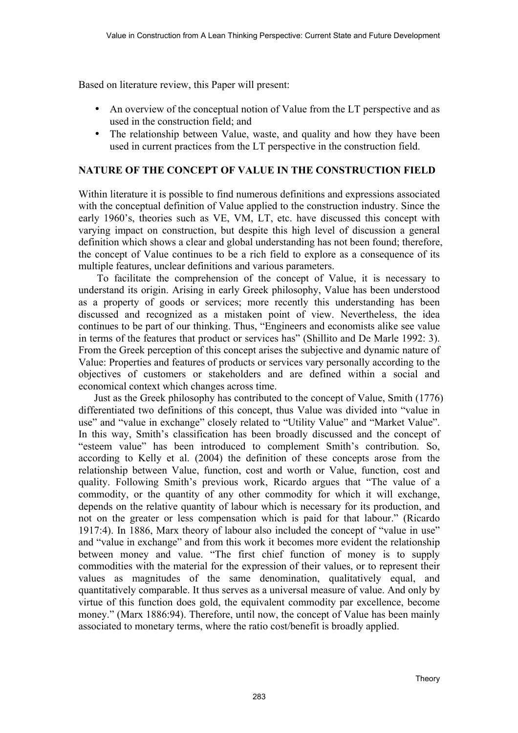Based on literature review, this Paper will present:

- An overview of the conceptual notion of Value from the LT perspective and as used in the construction field; and
- The relationship between Value, waste, and quality and how they have been used in current practices from the LT perspective in the construction field.

## NATURE OF THE CONCEPT OF VALUE IN THE CONSTRUCTION FIELD

Within literature it is possible to find numerous definitions and expressions associated with the conceptual definition of Value applied to the construction industry. Since the early 1960's, theories such as VE, VM, LT, etc. have discussed this concept with varying impact on construction, but despite this high level of discussion a general definition which shows a clear and global understanding has not been found; therefore, the concept of Value continues to be a rich field to explore as a consequence of its multiple features, unclear definitions and various parameters.

To facilitate the comprehension of the concept of Value, it is necessary to understand its origin. Arising in early Greek philosophy, Value has been understood as a property of goods or services; more recently this understanding has been discussed and recognized as a mistaken point of view. Nevertheless, the idea continues to be part of our thinking. Thus, "Engineers and economists alike see value in terms of the features that product or services has" (Shillito and De Marle 1992: 3). From the Greek perception of this concept arises the subjective and dynamic nature of Value: Properties and features of products or services vary personally according to the objectives of customers or stakeholders and are defined within a social and economical context which changes across time.

Just as the Greek philosophy has contributed to the concept of Value, Smith (1776) differentiated two definitions of this concept, thus Value was divided into "value in use" and "value in exchange" closely related to "Utility Value" and "Market Value". In this way, Smith's classification has been broadly discussed and the concept of "esteem value" has been introduced to complement Smith's contribution. So, according to Kelly et al. (2004) the definition of these concepts arose from the relationship between Value, function, cost and worth or Value, function, cost and quality. Following Smith's previous work, Ricardo argues that "The value of a commodity, or the quantity of any other commodity for which it will exchange, depends on the relative quantity of labour which is necessary for its production, and not on the greater or less compensation which is paid for that labour." (Ricardo 1917:4). In 1886, Marx theory of labour also included the concept of "value in use" and "value in exchange" and from this work it becomes more evident the relationship between money and value. "The first chief function of money is to supply commodities with the material for the expression of their values, or to represent their values as magnitudes of the same denomination, qualitatively equal, and quantitatively comparable. It thus serves as a universal measure of value. And only by virtue of this function does gold, the equivalent commodity par excellence, become money." (Marx 1886:94). Therefore, until now, the concept of Value has been mainly associated to monetary terms, where the ratio cost/benefit is broadly applied.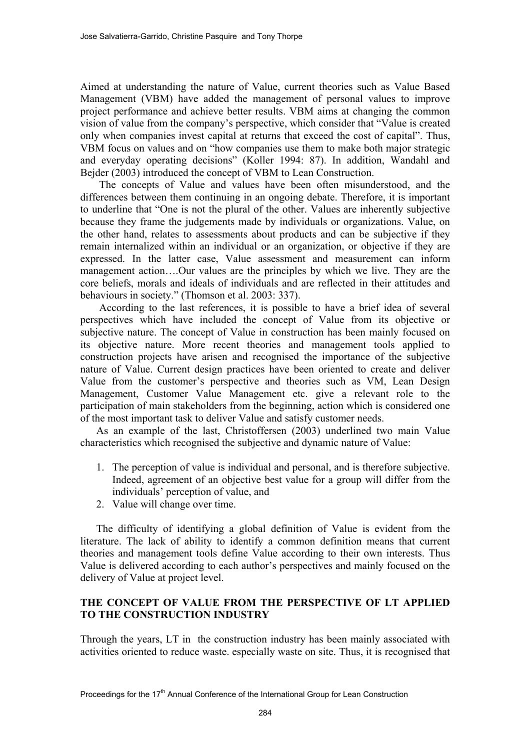Aimed at understanding the nature of Value, current theories such as Value Based Management (VBM) have added the management of personal values to improve project performance and achieve better results. VBM aims at changing the common vision of value from the company's perspective, which consider that "Value is created only when companies invest capital at returns that exceed the cost of capital". Thus, VBM focus on values and on "how companies use them to make both major strategic and everyday operating decisions" (Koller 1994: 87). In addition, Wandahl and Bejder (2003) introduced the concept of VBM to Lean Construction.

The concepts of Value and values have been often misunderstood, and the differences between them continuing in an ongoing debate. Therefore, it is important to underline that "One is not the plural of the other. Values are inherently subjective because they frame the judgements made by individuals or organizations. Value, on the other hand, relates to assessments about products and can be subjective if they remain internalized within an individual or an organization, or objective if they are expressed. In the latter case, Value assessment and measurement can inform management action….Our values are the principles by which we live. They are the core beliefs, morals and ideals of individuals and are reflected in their attitudes and behaviours in society." (Thomson et al. 2003: 337).

According to the last references, it is possible to have a brief idea of several perspectives which have included the concept of Value from its objective or subjective nature. The concept of Value in construction has been mainly focused on its objective nature. More recent theories and management tools applied to construction projects have arisen and recognised the importance of the subjective nature of Value. Current design practices have been oriented to create and deliver Value from the customer's perspective and theories such as VM, Lean Design Management, Customer Value Management etc. give a relevant role to the participation of main stakeholders from the beginning, action which is considered one of the most important task to deliver Value and satisfy customer needs.

As an example of the last, Christoffersen (2003) underlined two main Value characteristics which recognised the subjective and dynamic nature of Value:

1. The perception of value is individual and personal, and is therefore subjective. Indeed, agreement of an objective best value for a group will differ from the individuals' perception of value, and
2. Value will change over time.

The difficulty of identifying a global definition of Value is evident from the literature. The lack of ability to identify a common definition means that current theories and management tools define Value according to their own interests. Thus Value is delivered according to each author's perspectives and mainly focused on the delivery of Value at project level.

## THE CONCEPT OF VALUE FROM THE PERSPECTIVE OF LT APPLIED TO THE CONSTRUCTION INDUSTRY

Through the years, LT in the construction industry has been mainly associated with activities oriented to reduce waste. especially waste on site. Thus, it is recognised that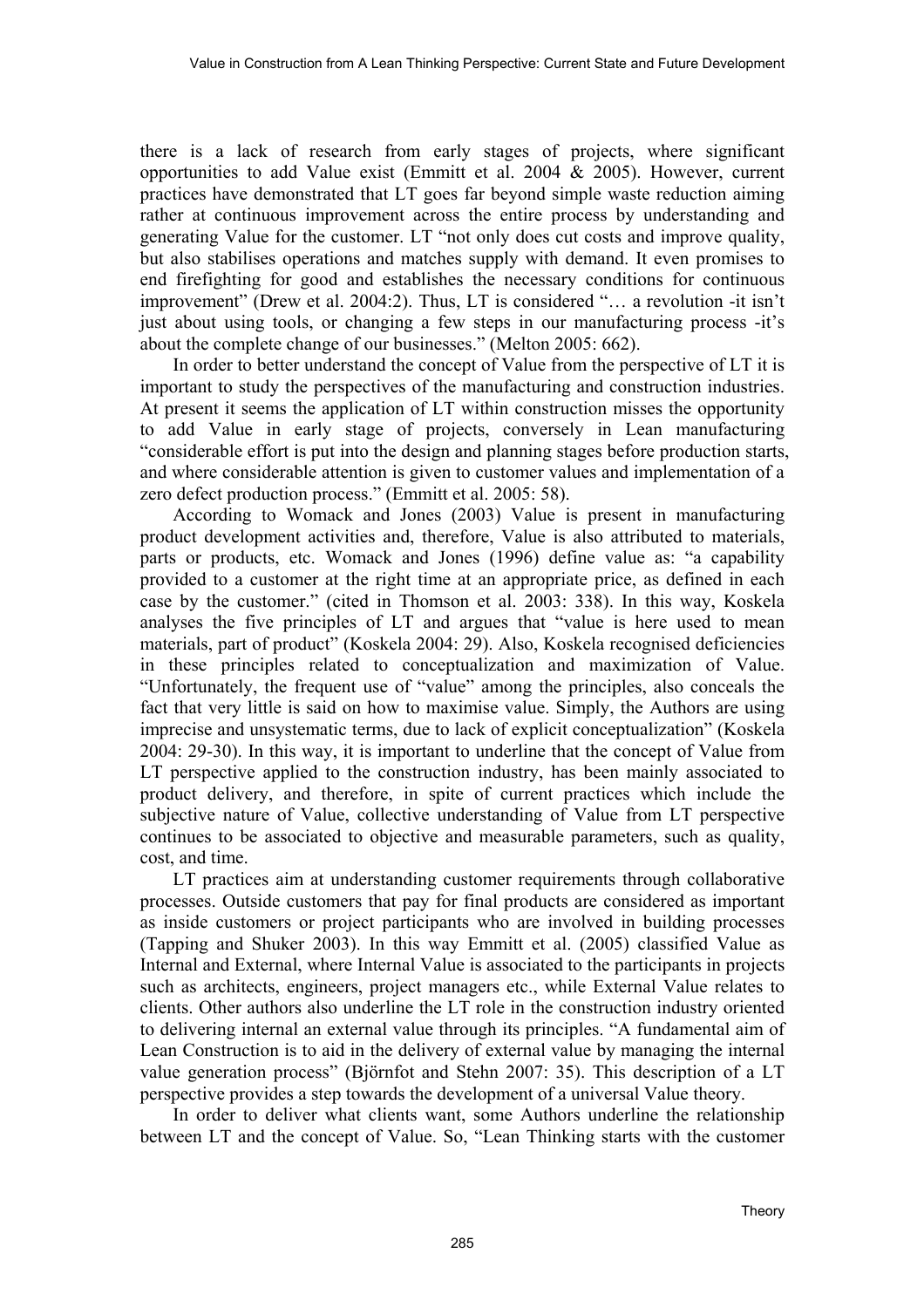there is a lack of research from early stages of projects, where significant opportunities to add Value exist (Emmitt et al. 2004 & 2005). However, current practices have demonstrated that LT goes far beyond simple waste reduction aiming rather at continuous improvement across the entire process by understanding and generating Value for the customer. LT "not only does cut costs and improve quality, but also stabilises operations and matches supply with demand. It even promises to end firefighting for good and establishes the necessary conditions for continuous improvement" (Drew et al. 2004:2). Thus, LT is considered "… a revolution -it isn't just about using tools, or changing a few steps in our manufacturing process -it's about the complete change of our businesses." (Melton 2005: 662).

In order to better understand the concept of Value from the perspective of LT it is important to study the perspectives of the manufacturing and construction industries. At present it seems the application of LT within construction misses the opportunity to add Value in early stage of projects, conversely in Lean manufacturing "considerable effort is put into the design and planning stages before production starts, and where considerable attention is given to customer values and implementation of a zero defect production process." (Emmitt et al. 2005: 58).

According to Womack and Jones (2003) Value is present in manufacturing product development activities and, therefore, Value is also attributed to materials, parts or products, etc. Womack and Jones (1996) define value as: "a capability provided to a customer at the right time at an appropriate price, as defined in each case by the customer." (cited in Thomson et al. 2003: 338). In this way, Koskela analyses the five principles of LT and argues that "value is here used to mean materials, part of product" (Koskela 2004: 29). Also, Koskela recognised deficiencies in these principles related to conceptualization and maximization of Value. "Unfortunately, the frequent use of "value" among the principles, also conceals the fact that very little is said on how to maximise value. Simply, the Authors are using imprecise and unsystematic terms, due to lack of explicit conceptualization" (Koskela 2004: 29-30). In this way, it is important to underline that the concept of Value from LT perspective applied to the construction industry, has been mainly associated to product delivery, and therefore, in spite of current practices which include the subjective nature of Value, collective understanding of Value from LT perspective continues to be associated to objective and measurable parameters, such as quality, cost, and time.

LT practices aim at understanding customer requirements through collaborative processes. Outside customers that pay for final products are considered as important as inside customers or project participants who are involved in building processes (Tapping and Shuker 2003). In this way Emmitt et al. (2005) classified Value as Internal and External, where Internal Value is associated to the participants in projects such as architects, engineers, project managers etc., while External Value relates to clients. Other authors also underline the LT role in the construction industry oriented to delivering internal an external value through its principles. "A fundamental aim of Lean Construction is to aid in the delivery of external value by managing the internal value generation process" (Björnfot and Stehn 2007: 35). This description of a LT perspective provides a step towards the development of a universal Value theory.

In order to deliver what clients want, some Authors underline the relationship between LT and the concept of Value. So, "Lean Thinking starts with the customer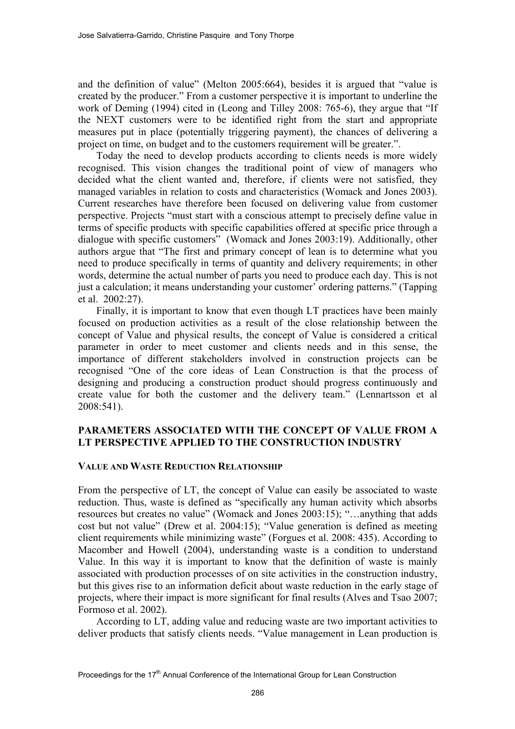and the definition of value" (Melton 2005:664), besides it is argued that "value is created by the producer." From a customer perspective it is important to underline the work of Deming (1994) cited in (Leong and Tilley 2008: 765-6), they argue that "If the NEXT customers were to be identified right from the start and appropriate measures put in place (potentially triggering payment), the chances of delivering a project on time, on budget and to the customers requirement will be greater.".

Today the need to develop products according to clients needs is more widely recognised. This vision changes the traditional point of view of managers who decided what the client wanted and, therefore, if clients were not satisfied, they managed variables in relation to costs and characteristics (Womack and Jones 2003). Current researches have therefore been focused on delivering value from customer perspective. Projects "must start with a conscious attempt to precisely define value in terms of specific products with specific capabilities offered at specific price through a dialogue with specific customers" (Womack and Jones 2003:19). Additionally, other authors argue that "The first and primary concept of lean is to determine what you need to produce specifically in terms of quantity and delivery requirements; in other words, determine the actual number of parts you need to produce each day. This is not just a calculation; it means understanding your customer' ordering patterns." (Tapping et al. 2002:27).

Finally, it is important to know that even though LT practices have been mainly focused on production activities as a result of the close relationship between the concept of Value and physical results, the concept of Value is considered a critical parameter in order to meet customer and clients needs and in this sense, the importance of different stakeholders involved in construction projects can be recognised "One of the core ideas of Lean Construction is that the process of designing and producing a construction product should progress continuously and create value for both the customer and the delivery team." (Lennartsson et al 2008:541).

## PARAMETERS ASSOCIATED WITH THE CONCEPT OF VALUE FROM A LT PERSPECTIVE APPLIED TO THE CONSTRUCTION INDUSTRY

### VALUE AND WASTE REDUCTION RELATIONSHIP

From the perspective of LT, the concept of Value can easily be associated to waste reduction. Thus, waste is defined as "specifically any human activity which absorbs resources but creates no value" (Womack and Jones 2003:15); "…anything that adds cost but not value" (Drew et al. 2004:15); "Value generation is defined as meeting client requirements while minimizing waste" (Forgues et al. 2008: 435). According to Macomber and Howell (2004), understanding waste is a condition to understand Value. In this way it is important to know that the definition of waste is mainly associated with production processes of on site activities in the construction industry, but this gives rise to an information deficit about waste reduction in the early stage of projects, where their impact is more significant for final results (Alves and Tsao 2007; Formoso et al. 2002).

According to LT, adding value and reducing waste are two important activities to deliver products that satisfy clients needs. "Value management in Lean production is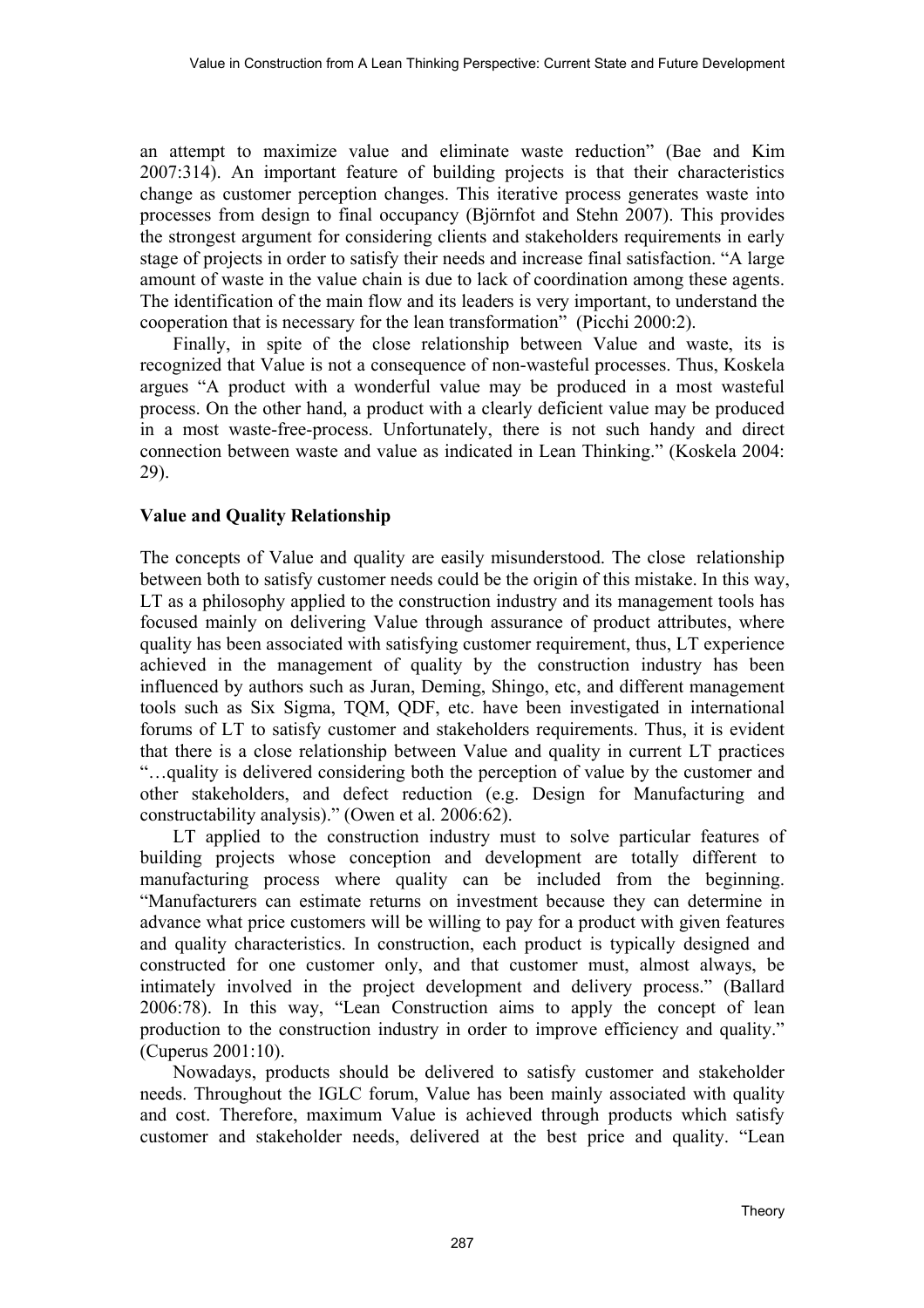an attempt to maximize value and eliminate waste reduction" (Bae and Kim 2007:314). An important feature of building projects is that their characteristics change as customer perception changes. This iterative process generates waste into processes from design to final occupancy (Björnfot and Stehn 2007). This provides the strongest argument for considering clients and stakeholders requirements in early stage of projects in order to satisfy their needs and increase final satisfaction. "A large amount of waste in the value chain is due to lack of coordination among these agents. The identification of the main flow and its leaders is very important, to understand the cooperation that is necessary for the lean transformation" (Picchi 2000:2).

Finally, in spite of the close relationship between Value and waste, its is recognized that Value is not a consequence of non-wasteful processes. Thus, Koskela argues "A product with a wonderful value may be produced in a most wasteful process. On the other hand, a product with a clearly deficient value may be produced in a most waste-free-process. Unfortunately, there is not such handy and direct connection between waste and value as indicated in Lean Thinking." (Koskela 2004: 29).

**Value and Quality Relationship**

The concepts of Value and quality are easily misunderstood. The close relationship between both to satisfy customer needs could be the origin of this mistake. In this way, LT as a philosophy applied to the construction industry and its management tools has focused mainly on delivering Value through assurance of product attributes, where quality has been associated with satisfying customer requirement, thus, LT experience achieved in the management of quality by the construction industry has been influenced by authors such as Juran, Deming, Shingo, etc, and different management tools such as Six Sigma, TQM, QDF, etc. have been investigated in international forums of LT to satisfy customer and stakeholders requirements. Thus, it is evident that there is a close relationship between Value and quality in current LT practices "…quality is delivered considering both the perception of value by the customer and other stakeholders, and defect reduction (e.g. Design for Manufacturing and constructability analysis)." (Owen et al. 2006:62).

LT applied to the construction industry must to solve particular features of building projects whose conception and development are totally different to manufacturing process where quality can be included from the beginning. "Manufacturers can estimate returns on investment because they can determine in advance what price customers will be willing to pay for a product with given features and quality characteristics. In construction, each product is typically designed and constructed for one customer only, and that customer must, almost always, be intimately involved in the project development and delivery process." (Ballard 2006:78). In this way, "Lean Construction aims to apply the concept of lean production to the construction industry in order to improve efficiency and quality." (Cuperus 2001:10).

Nowadays, products should be delivered to satisfy customer and stakeholder needs. Throughout the IGLC forum, Value has been mainly associated with quality and cost. Therefore, maximum Value is achieved through products which satisfy customer and stakeholder needs, delivered at the best price and quality. "Lean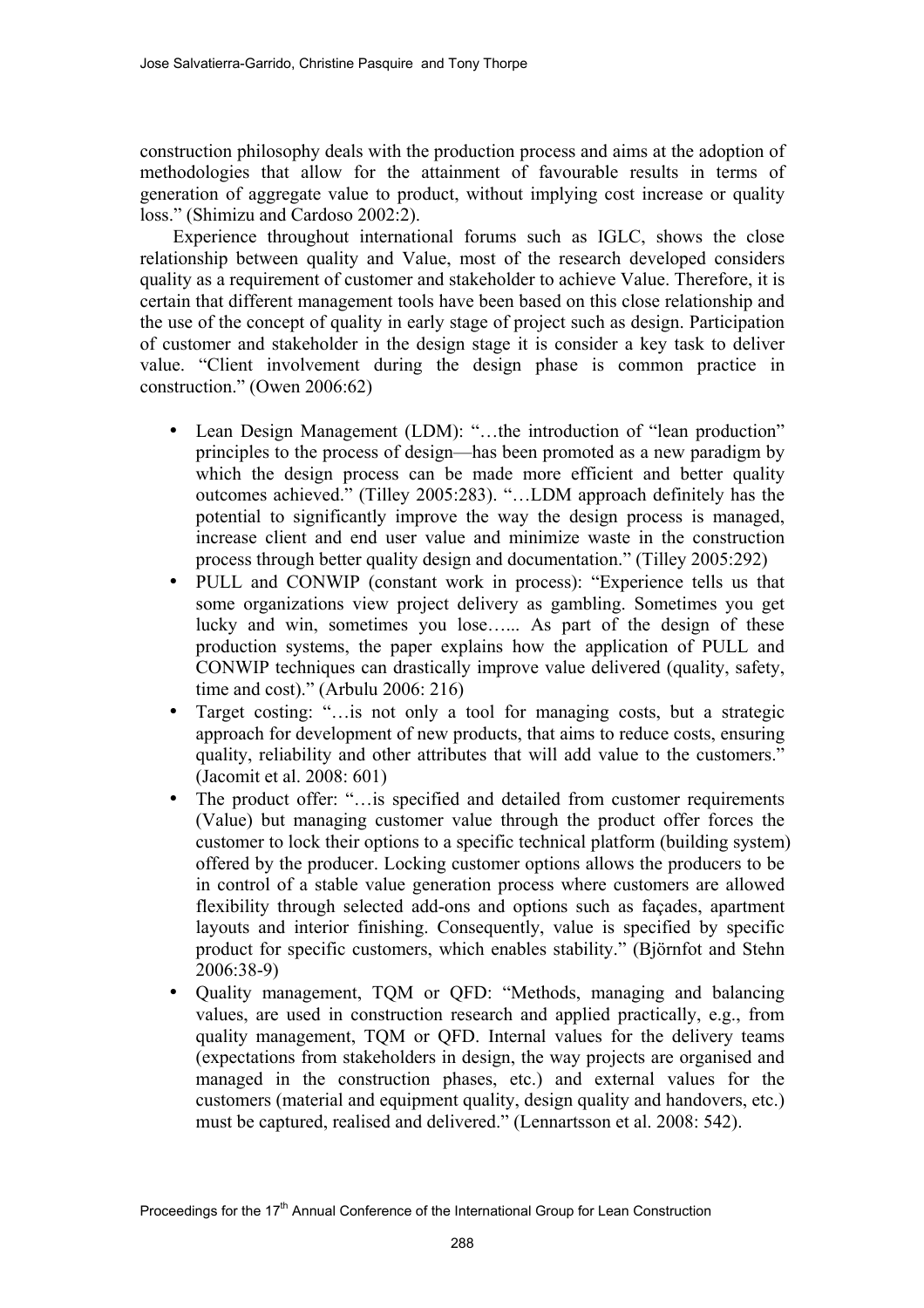construction philosophy deals with the production process and aims at the adoption of methodologies that allow for the attainment of favourable results in terms of generation of aggregate value to product, without implying cost increase or quality loss." (Shimizu and Cardoso 2002:2).

Experience throughout international forums such as IGLC, shows the close relationship between quality and Value, most of the research developed considers quality as a requirement of customer and stakeholder to achieve Value. Therefore, it is certain that different management tools have been based on this close relationship and the use of the concept of quality in early stage of project such as design. Participation of customer and stakeholder in the design stage it is consider a key task to deliver value. "Client involvement during the design phase is common practice in construction." (Owen 2006:62)

- Lean Design Management (LDM): "…the introduction of "lean production" principles to the process of design—has been promoted as a new paradigm by which the design process can be made more efficient and better quality outcomes achieved." (Tilley 2005:283). "…LDM approach definitely has the potential to significantly improve the way the design process is managed, increase client and end user value and minimize waste in the construction process through better quality design and documentation." (Tilley 2005:292)
- PULL and CONWIP (constant work in process): "Experience tells us that some organizations view project delivery as gambling. Sometimes you get lucky and win, sometimes you lose…... As part of the design of these production systems, the paper explains how the application of PULL and CONWIP techniques can drastically improve value delivered (quality, safety, time and cost)." (Arbulu 2006: 216)
- Target costing: "…is not only a tool for managing costs, but a strategic approach for development of new products, that aims to reduce costs, ensuring quality, reliability and other attributes that will add value to the customers." (Jacomit et al. 2008: 601)
- The product offer: "…is specified and detailed from customer requirements (Value) but managing customer value through the product offer forces the customer to lock their options to a specific technical platform (building system) offered by the producer. Locking customer options allows the producers to be in control of a stable value generation process where customers are allowed flexibility through selected add-ons and options such as façades, apartment layouts and interior finishing. Consequently, value is specified by specific product for specific customers, which enables stability." (Björnfot and Stehn 2006:38-9)
- Quality management, TQM or QFD: "Methods, managing and balancing values, are used in construction research and applied practically, e.g., from quality management, TQM or QFD. Internal values for the delivery teams (expectations from stakeholders in design, the way projects are organised and managed in the construction phases, etc.) and external values for the customers (material and equipment quality, design quality and handovers, etc.) must be captured, realised and delivered." (Lennartsson et al. 2008: 542).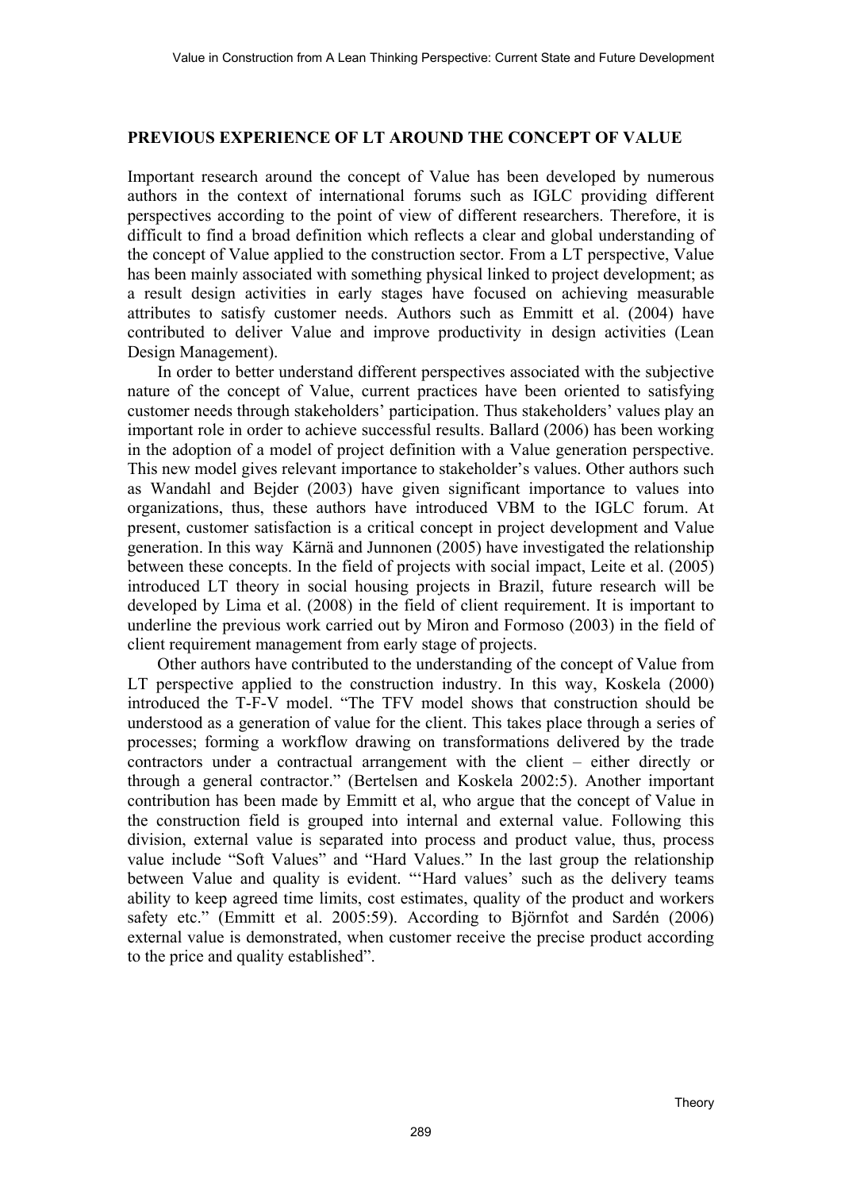## PREVIOUS EXPERIENCE OF LT AROUND THE CONCEPT OF VALUE

Important research around the concept of Value has been developed by numerous authors in the context of international forums such as IGLC providing different perspectives according to the point of view of different researchers. Therefore, it is difficult to find a broad definition which reflects a clear and global understanding of the concept of Value applied to the construction sector. From a LT perspective, Value has been mainly associated with something physical linked to project development; as a result design activities in early stages have focused on achieving measurable attributes to satisfy customer needs. Authors such as Emmitt et al. (2004) have contributed to deliver Value and improve productivity in design activities (Lean Design Management).

In order to better understand different perspectives associated with the subjective nature of the concept of Value, current practices have been oriented to satisfying customer needs through stakeholders' participation. Thus stakeholders' values play an important role in order to achieve successful results. Ballard (2006) has been working in the adoption of a model of project definition with a Value generation perspective. This new model gives relevant importance to stakeholder's values. Other authors such as Wandahl and Bejder (2003) have given significant importance to values into organizations, thus, these authors have introduced VBM to the IGLC forum. At present, customer satisfaction is a critical concept in project development and Value generation. In this way Kärnä and Junnonen (2005) have investigated the relationship between these concepts. In the field of projects with social impact, Leite et al. (2005) introduced LT theory in social housing projects in Brazil, future research will be developed by Lima et al. (2008) in the field of client requirement. It is important to underline the previous work carried out by Miron and Formoso (2003) in the field of client requirement management from early stage of projects.

Other authors have contributed to the understanding of the concept of Value from LT perspective applied to the construction industry. In this way, Koskela (2000) introduced the T-F-V model. "The TFV model shows that construction should be understood as a generation of value for the client. This takes place through a series of processes; forming a workflow drawing on transformations delivered by the trade contractors under a contractual arrangement with the client – either directly or through a general contractor." (Bertelsen and Koskela 2002:5). Another important contribution has been made by Emmitt et al, who argue that the concept of Value in the construction field is grouped into internal and external value. Following this division, external value is separated into process and product value, thus, process value include "Soft Values" and "Hard Values." In the last group the relationship between Value and quality is evident. "'Hard values' such as the delivery teams ability to keep agreed time limits, cost estimates, quality of the product and workers safety etc." (Emmitt et al. 2005:59). According to Björnfot and Sardén (2006) external value is demonstrated, when customer receive the precise product according to the price and quality established".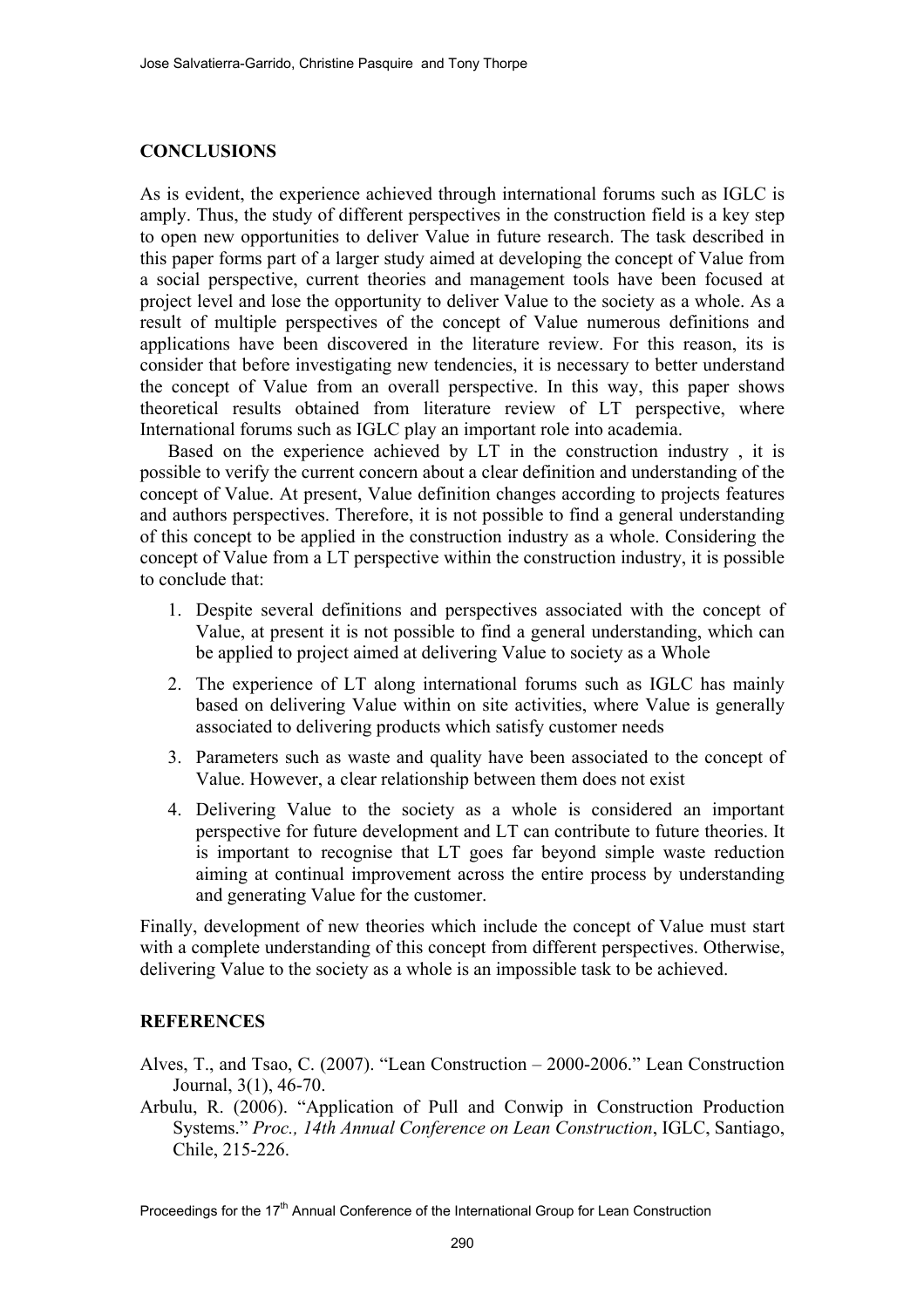## CONCLUSIONS

As is evident, the experience achieved through international forums such as IGLC is amply. Thus, the study of different perspectives in the construction field is a key step to open new opportunities to deliver Value in future research. The task described in this paper forms part of a larger study aimed at developing the concept of Value from a social perspective, current theories and management tools have been focused at project level and lose the opportunity to deliver Value to the society as a whole. As a result of multiple perspectives of the concept of Value numerous definitions and applications have been discovered in the literature review. For this reason, its is consider that before investigating new tendencies, it is necessary to better understand the concept of Value from an overall perspective. In this way, this paper shows theoretical results obtained from literature review of LT perspective, where International forums such as IGLC play an important role into academia.

Based on the experience achieved by LT in the construction industry , it is possible to verify the current concern about a clear definition and understanding of the concept of Value. At present, Value definition changes according to projects features and authors perspectives. Therefore, it is not possible to find a general understanding of this concept to be applied in the construction industry as a whole. Considering the concept of Value from a LT perspective within the construction industry, it is possible to conclude that:

1. Despite several definitions and perspectives associated with the concept of Value, at present it is not possible to find a general understanding, which can be applied to project aimed at delivering Value to society as a Whole
2. The experience of LT along international forums such as IGLC has mainly based on delivering Value within on site activities, where Value is generally associated to delivering products which satisfy customer needs
3. Parameters such as waste and quality have been associated to the concept of Value. However, a clear relationship between them does not exist
4. Delivering Value to the society as a whole is considered an important perspective for future development and LT can contribute to future theories. It is important to recognise that LT goes far beyond simple waste reduction aiming at continual improvement across the entire process by understanding and generating Value for the customer.

Finally, development of new theories which include the concept of Value must start with a complete understanding of this concept from different perspectives. Otherwise, delivering Value to the society as a whole is an impossible task to be achieved.

## REFERENCES

Alves, T., and Tsao, C. (2007). "Lean Construction – 2000-2006." Lean Construction Journal, 3(1), 46-70.

Arbulu, R. (2006). "Application of Pull and Conwip in Construction Production Systems." *Proc., 14th Annual Conference on Lean Construction*, IGLC, Santiago, Chile, 215-226.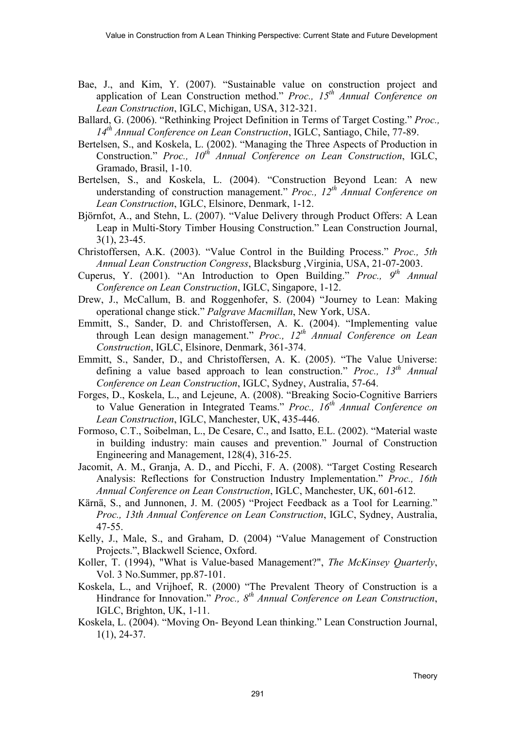Bae, J., and Kim, Y. (2007). "Sustainable value on construction project and application of Lean Construction method." *Proc., 15th Annual Conference on Lean Construction*, IGLC, Michigan, USA, 312-321.

Ballard, G. (2006). "Rethinking Project Definition in Terms of Target Costing." *Proc., 14th Annual Conference on Lean Construction*, IGLC, Santiago, Chile, 77-89.

Bertelsen, S., and Koskela, L. (2002). "Managing the Three Aspects of Production in Construction." *Proc., 10th Annual Conference on Lean Construction*, IGLC, Gramado, Brasil, 1-10.

Bertelsen, S., and Koskela, L. (2004). "Construction Beyond Lean: A new understanding of construction management." *Proc., 12th Annual Conference on Lean Construction*, IGLC, Elsinore, Denmark, 1-12.

Björnfot, A., and Stehn, L. (2007). "Value Delivery through Product Offers: A Lean Leap in Multi-Story Timber Housing Construction." Lean Construction Journal, 3(1), 23-45.

Christoffersen, A.K. (2003). "Value Control in the Building Process." *Proc., 5th Annual Lean Construction Congress*, Blacksburg ,Virginia, USA, 21-07-2003.

Cuperus, Y. (2001). "An Introduction to Open Building." *Proc., 9th Annual Conference on Lean Construction*, IGLC, Singapore, 1-12.

Drew, J., McCallum, B. and Roggenhofer, S. (2004) "Journey to Lean: Making operational change stick." *Palgrave Macmillan*, New York, USA.

Emmitt, S., Sander, D. and Christoffersen, A. K. (2004). "Implementing value through Lean design management." *Proc., 12th Annual Conference on Lean Construction*, IGLC, Elsinore, Denmark, 361-374.

Emmitt, S., Sander, D., and Christoffersen, A. K. (2005). "The Value Universe: defining a value based approach to lean construction." *Proc., 13th Annual Conference on Lean Construction*, IGLC, Sydney, Australia, 57-64.

Forges, D., Koskela, L., and Lejeune, A. (2008). "Breaking Socio-Cognitive Barriers to Value Generation in Integrated Teams." *Proc., 16th Annual Conference on Lean Construction*, IGLC, Manchester, UK, 435-446.

Formoso, C.T., Soibelman, L., De Cesare, C., and Isatto, E.L. (2002). "Material waste in building industry: main causes and prevention." Journal of Construction Engineering and Management, 128(4), 316-25.

Jacomit, A. M., Granja, A. D., and Picchi, F. A. (2008). "Target Costing Research Analysis: Reflections for Construction Industry Implementation." *Proc., 16th Annual Conference on Lean Construction*, IGLC, Manchester, UK, 601-612.

Kärnä, S., and Junnonen, J. M. (2005) "Project Feedback as a Tool for Learning." *Proc., 13th Annual Conference on Lean Construction*, IGLC, Sydney, Australia, 47-55.

Kelly, J., Male, S., and Graham, D. (2004) "Value Management of Construction Projects.", Blackwell Science, Oxford.

Koller, T. (1994), "What is Value-based Management?", *The McKinsey Quarterly*, Vol. 3 No.Summer, pp.87-101.

Koskela, L., and Vrijhoef, R. (2000) "The Prevalent Theory of Construction is a Hindrance for Innovation." *Proc., 8th Annual Conference on Lean Construction*, IGLC, Brighton, UK, 1-11.

Koskela, L. (2004). "Moving On- Beyond Lean thinking." Lean Construction Journal, 1(1), 24-37.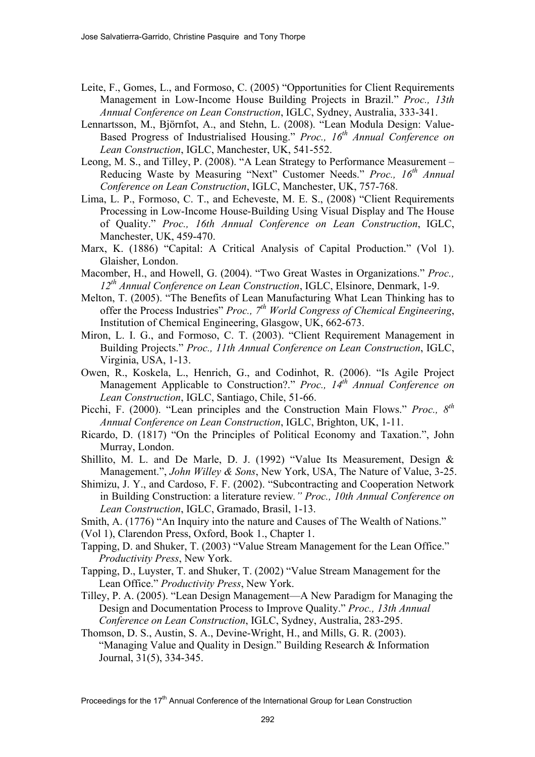Leite, F., Gomes, L., and Formoso, C. (2005) "Opportunities for Client Requirements Management in Low-Income House Building Projects in Brazil." *Proc., 13th Annual Conference on Lean Construction*, IGLC, Sydney, Australia, 333-341.

Lennartsson, M., Björnfot, A., and Stehn, L. (2008). "Lean Modula Design: Value-Based Progress of Industrialised Housing." *Proc., 16th Annual Conference on Lean Construction*, IGLC, Manchester, UK, 541-552.

Leong, M. S., and Tilley, P. (2008). "A Lean Strategy to Performance Measurement – Reducing Waste by Measuring "Next" Customer Needs." *Proc., 16th Annual Conference on Lean Construction*, IGLC, Manchester, UK, 757-768.

Lima, L. P., Formoso, C. T., and Echeveste, M. E. S., (2008) "Client Requirements Processing in Low-Income House-Building Using Visual Display and The House of Quality." *Proc., 16th Annual Conference on Lean Construction*, IGLC, Manchester, UK, 459-470.

Marx, K. (1886) "Capital: A Critical Analysis of Capital Production." (Vol 1). Glaisher, London.

Macomber, H., and Howell, G. (2004). "Two Great Wastes in Organizations." *Proc., 12th Annual Conference on Lean Construction*, IGLC, Elsinore, Denmark, 1-9.

Melton, T. (2005). "The Benefits of Lean Manufacturing What Lean Thinking has to offer the Process Industries" *Proc., 7th World Congress of Chemical Engineering*, Institution of Chemical Engineering, Glasgow, UK, 662-673.

Miron, L. I. G., and Formoso, C. T. (2003). "Client Requirement Management in Building Projects." *Proc., 11th Annual Conference on Lean Construction*, IGLC, Virginia, USA, 1-13.

Owen, R., Koskela, L., Henrich, G., and Codinhot, R. (2006). "Is Agile Project Management Applicable to Construction?." *Proc., 14th Annual Conference on Lean Construction*, IGLC, Santiago, Chile, 51-66.

Picchi, F. (2000). "Lean principles and the Construction Main Flows." *Proc., 8th Annual Conference on Lean Construction*, IGLC, Brighton, UK, 1-11.

Ricardo, D. (1817) "On the Principles of Political Economy and Taxation.", John Murray, London.

Shillito, M. L. and De Marle, D. J. (1992) "Value Its Measurement, Design & Management.", *John Willey & Sons*, New York, USA, The Nature of Value, 3-25.

Shimizu, J. Y., and Cardoso, F. F. (2002). "Subcontracting and Cooperation Network in Building Construction: a literature review*." Proc., 10th Annual Conference on Lean Construction*, IGLC, Gramado, Brasil, 1-13.

Smith, A. (1776) "An Inquiry into the nature and Causes of The Wealth of Nations." (Vol 1), Clarendon Press, Oxford, Book 1., Chapter 1.

Tapping, D. and Shuker, T. (2003) "Value Stream Management for the Lean Office." *Productivity Press*, New York.

Tapping, D., Luyster, T. and Shuker, T. (2002) "Value Stream Management for the Lean Office." *Productivity Press*, New York.

Tilley, P. A. (2005). "Lean Design Management—A New Paradigm for Managing the Design and Documentation Process to Improve Quality." *Proc., 13th Annual Conference on Lean Construction*, IGLC, Sydney, Australia, 283-295.

Thomson, D. S., Austin, S. A., Devine-Wright, H., and Mills, G. R. (2003). "Managing Value and Quality in Design." Building Research & Information Journal, 31(5), 334-345.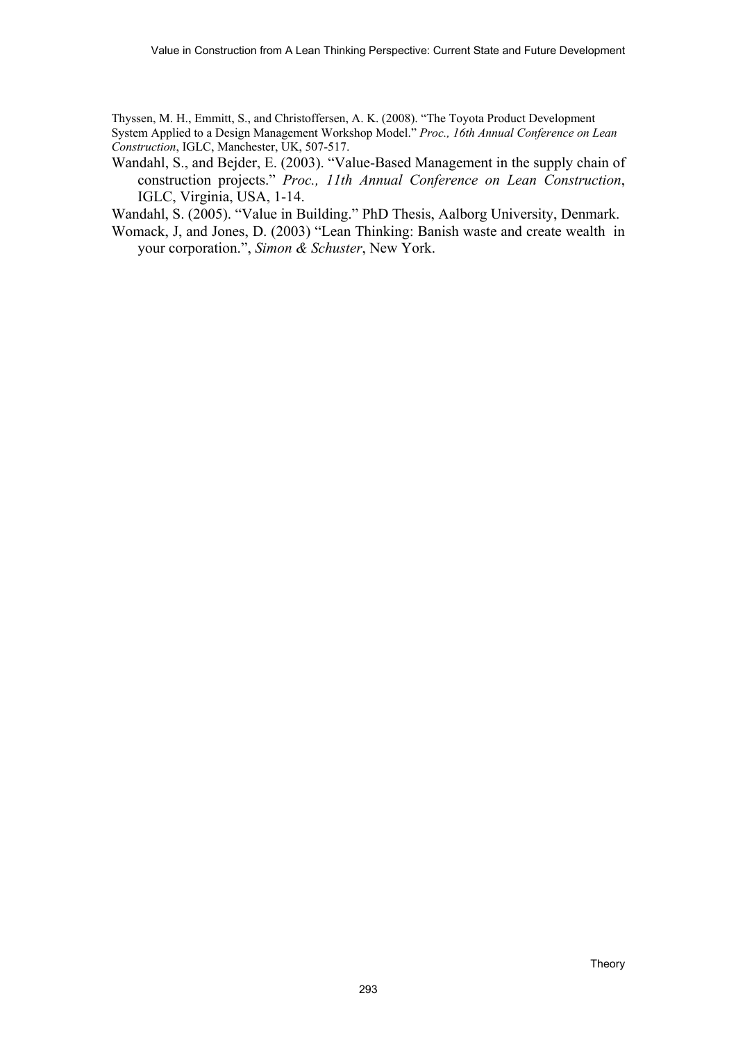Thyssen, M. H., Emmitt, S., and Christoffersen, A. K. (2008). "The Toyota Product Development System Applied to a Design Management Workshop Model." *Proc., 16th Annual Conference on Lean Construction*, IGLC, Manchester, UK, 507-517.

Wandahl, S., and Bejder, E. (2003). "Value-Based Management in the supply chain of construction projects." *Proc., 11th Annual Conference on Lean Construction*, IGLC, Virginia, USA, 1-14.

Wandahl, S. (2005). "Value in Building." PhD Thesis, Aalborg University, Denmark.

Womack, J, and Jones, D. (2003) "Lean Thinking: Banish waste and create wealth in your corporation.", *Simon & Schuster*, New York.